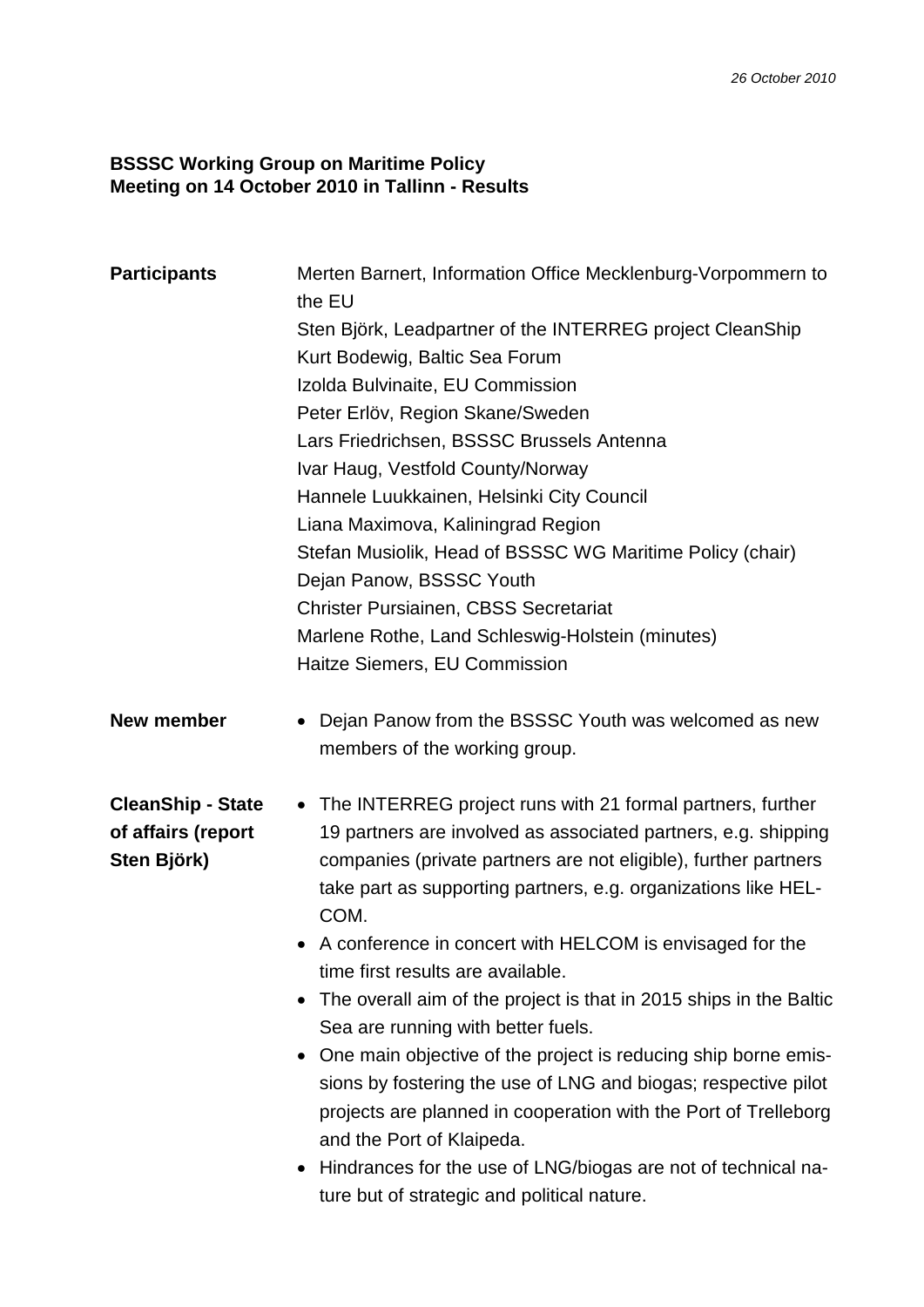*26 October 2010*

**BSSSC Working Group on Maritime Policy**
**Meeting on 14 October 2010 in Tallinn - Results**

**Participants**

Merten Barnert, Information Office Mecklenburg-Vorpommern to the EU
Sten Björk, Leadpartner of the INTERREG project CleanShip
Kurt Bodewig, Baltic Sea Forum
Izolda Bulvinaite, EU Commission
Peter Erlöv, Region Skane/Sweden
Lars Friedrichsen, BSSSC Brussels Antenna
Ivar Haug, Vestfold County/Norway
Hannele Luukkainen, Helsinki City Council
Liana Maximova, Kaliningrad Region
Stefan Musiolik, Head of BSSSC WG Maritime Policy (chair)
Dejan Panow, BSSSC Youth
Christer Pursiainen, CBSS Secretariat
Marlene Rothe, Land Schleswig-Holstein (minutes)
Haitze Siemers, EU Commission

**New member**

- Dejan Panow from the BSSSC Youth was welcomed as new members of the working group.

**CleanShip - State of affairs (report Sten Björk)**

- The INTERREG project runs with 21 formal partners, further 19 partners are involved as associated partners, e.g. shipping companies (private partners are not eligible), further partners take part as supporting partners, e.g. organizations like HELCOM.
- A conference in concert with HELCOM is envisaged for the time first results are available.
- The overall aim of the project is that in 2015 ships in the Baltic Sea are running with better fuels.
- One main objective of the project is reducing ship borne emissions by fostering the use of LNG and biogas; respective pilot projects are planned in cooperation with the Port of Trelleborg and the Port of Klaipeda.
- Hindrances for the use of LNG/biogas are not of technical nature but of strategic and political nature.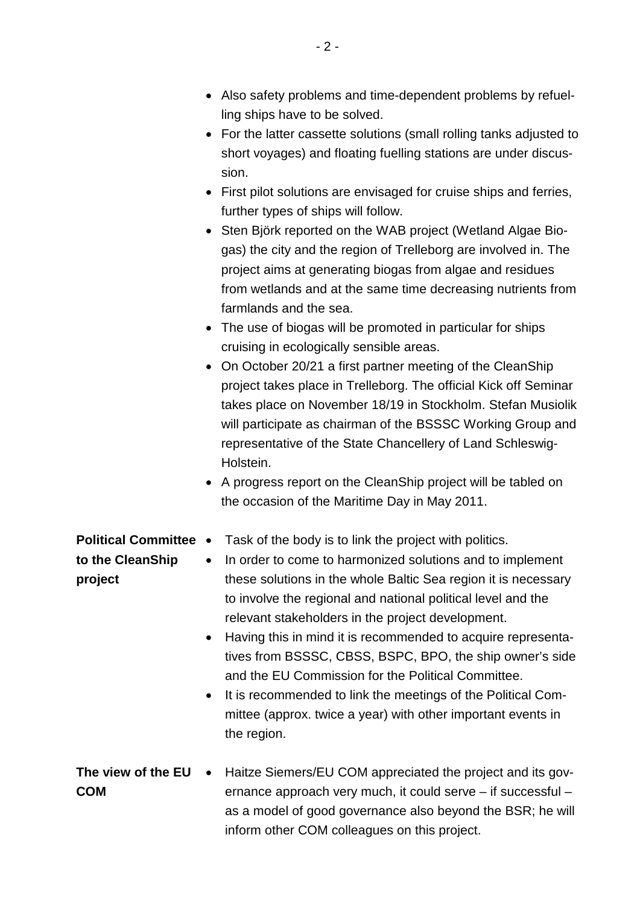- Also safety problems and time-dependent problems by refuelling ships have to be solved.
- For the latter cassette solutions (small rolling tanks adjusted to short voyages) and floating fuelling stations are under discussion.
- First pilot solutions are envisaged for cruise ships and ferries, further types of ships will follow.
- Sten Björk reported on the WAB project (Wetland Algae Biogas) the city and the region of Trelleborg are involved in. The project aims at generating biogas from algae and residues from wetlands and at the same time decreasing nutrients from farmlands and the sea.
- The use of biogas will be promoted in particular for ships cruising in ecologically sensible areas.
- On October 20/21 a first partner meeting of the CleanShip project takes place in Trelleborg. The official Kick off Seminar takes place on November 18/19 in Stockholm. Stefan Musiolik will participate as chairman of the BSSSC Working Group and representative of the State Chancellery of Land Schleswig-Holstein.
- A progress report on the CleanShip project will be tabled on the occasion of the Maritime Day in May 2011.

**Political Committee to the CleanShip project**

- Task of the body is to link the project with politics.
- In order to come to harmonized solutions and to implement these solutions in the whole Baltic Sea region it is necessary to involve the regional and national political level and the relevant stakeholders in the project development.
- Having this in mind it is recommended to acquire representatives from BSSSC, CBSS, BSPC, BPO, the ship owner's side and the EU Commission for the Political Committee.
- It is recommended to link the meetings of the Political Committee (approx. twice a year) with other important events in the region.

**The view of the EU COM**

- Haitze Siemers/EU COM appreciated the project and its governance approach very much, it could serve – if successful – as a model of good governance also beyond the BSR; he will inform other COM colleagues on this project.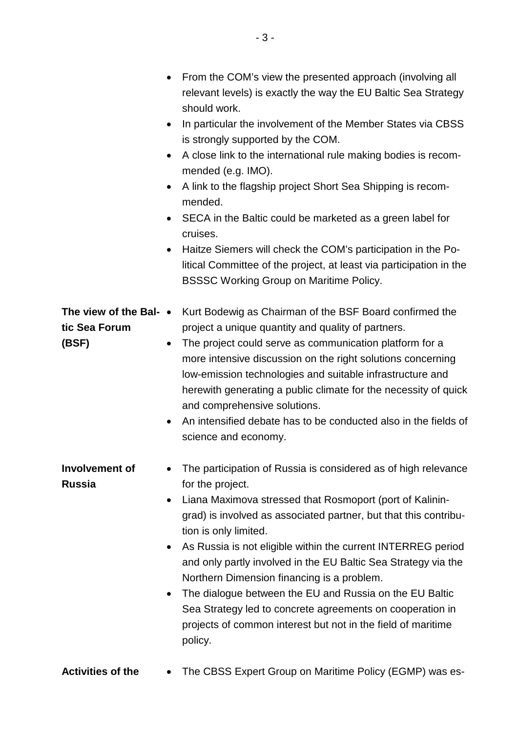- From the COM's view the presented approach (involving all relevant levels) is exactly the way the EU Baltic Sea Strategy should work.
- In particular the involvement of the Member States via CBSS is strongly supported by the COM.
- A close link to the international rule making bodies is recommended (e.g. IMO).
- A link to the flagship project Short Sea Shipping is recommended.
- SECA in the Baltic could be marketed as a green label for cruises.
- Haitze Siemers will check the COM's participation in the Political Committee of the project, at least via participation in the BSSSC Working Group on Maritime Policy.

**The view of the Baltic Sea Forum (BSF)**

- Kurt Bodewig as Chairman of the BSF Board confirmed the project a unique quantity and quality of partners.
- The project could serve as communication platform for a more intensive discussion on the right solutions concerning low-emission technologies and suitable infrastructure and herewith generating a public climate for the necessity of quick and comprehensive solutions.
- An intensified debate has to be conducted also in the fields of science and economy.

**Involvement of Russia**

- The participation of Russia is considered as of high relevance for the project.
- Liana Maximova stressed that Rosmoport (port of Kaliningrad) is involved as associated partner, but that this contribution is only limited.
- As Russia is not eligible within the current INTERREG period and only partly involved in the EU Baltic Sea Strategy via the Northern Dimension financing is a problem.
- The dialogue between the EU and Russia on the EU Baltic Sea Strategy led to concrete agreements on cooperation in projects of common interest but not in the field of maritime policy.

**Activities of the**

- The CBSS Expert Group on Maritime Policy (EGMP) was es-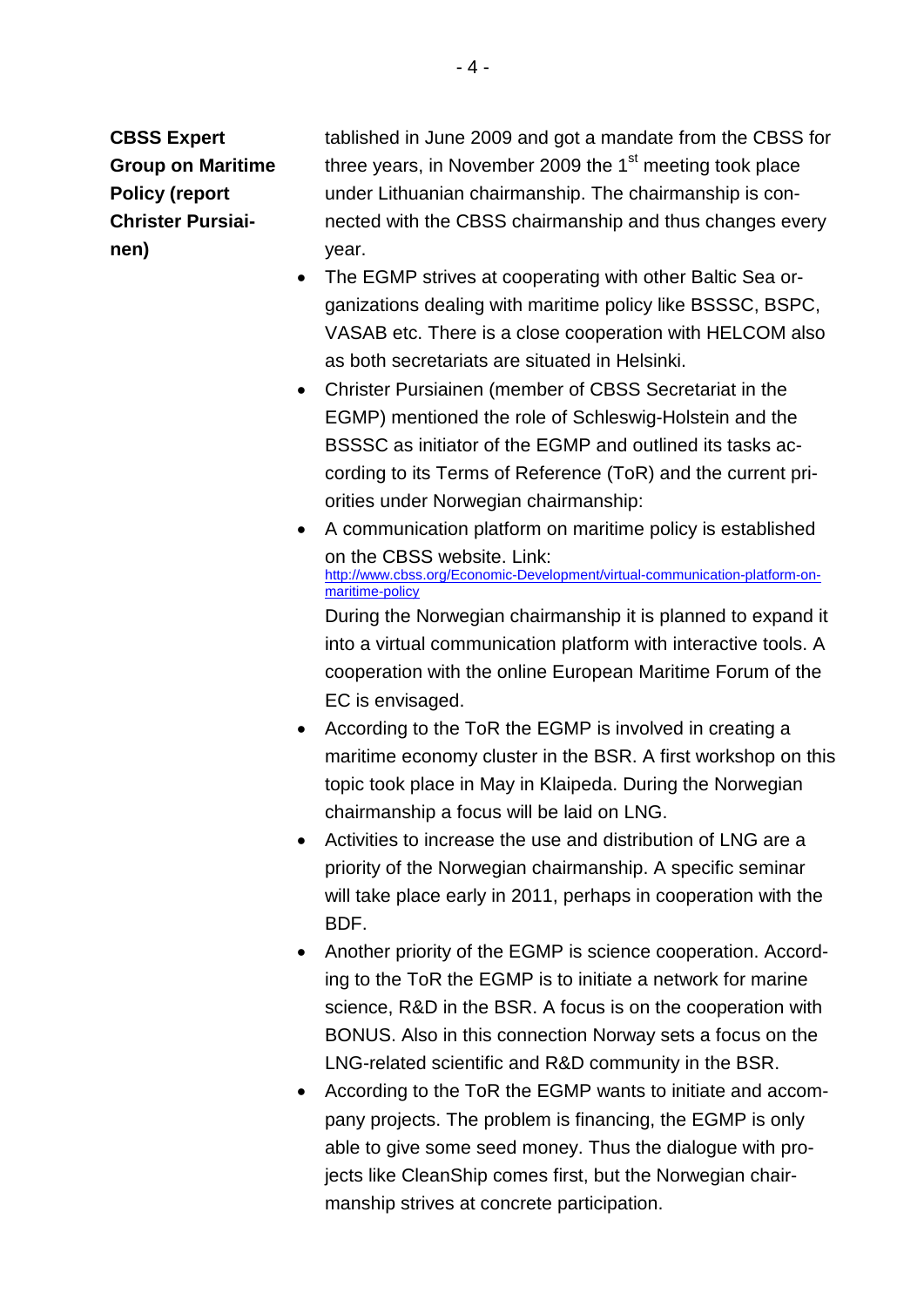**CBSS Expert Group on Maritime Policy (report Christer Pursiainen)**

tablished in June 2009 and got a mandate from the CBSS for three years, in November 2009 the 1st meeting took place under Lithuanian chairmanship. The chairmanship is connected with the CBSS chairmanship and thus changes every year.

- The EGMP strives at cooperating with other Baltic Sea organizations dealing with maritime policy like BSSSC, BSPC, VASAB etc. There is a close cooperation with HELCOM also as both secretariats are situated in Helsinki.
- Christer Pursiainen (member of CBSS Secretariat in the EGMP) mentioned the role of Schleswig-Holstein and the BSSSC as initiator of the EGMP and outlined its tasks according to its Terms of Reference (ToR) and the current priorities under Norwegian chairmanship:
- A communication platform on maritime policy is established on the CBSS website. Link: http://www.cbss.org/Economic-Development/virtual-communication-platform-on-maritime-policy
  During the Norwegian chairmanship it is planned to expand it into a virtual communication platform with interactive tools. A cooperation with the online European Maritime Forum of the EC is envisaged.
- According to the ToR the EGMP is involved in creating a maritime economy cluster in the BSR. A first workshop on this topic took place in May in Klaipeda. During the Norwegian chairmanship a focus will be laid on LNG.
- Activities to increase the use and distribution of LNG are a priority of the Norwegian chairmanship. A specific seminar will take place early in 2011, perhaps in cooperation with the BDF.
- Another priority of the EGMP is science cooperation. According to the ToR the EGMP is to initiate a network for marine science, R&D in the BSR. A focus is on the cooperation with BONUS. Also in this connection Norway sets a focus on the LNG-related scientific and R&D community in the BSR.
- According to the ToR the EGMP wants to initiate and accompany projects. The problem is financing, the EGMP is only able to give some seed money. Thus the dialogue with projects like CleanShip comes first, but the Norwegian chairmanship strives at concrete participation.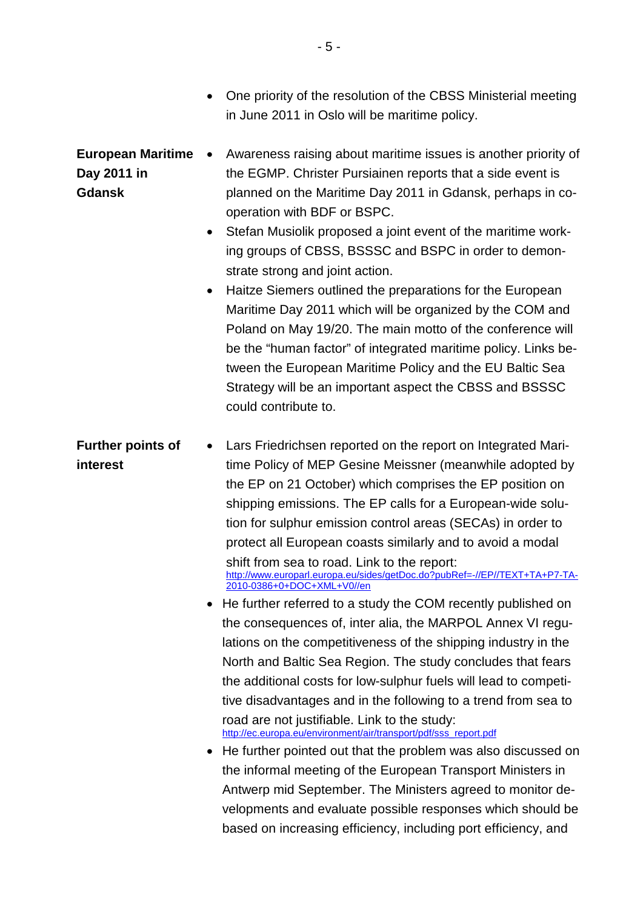- One priority of the resolution of the CBSS Ministerial meeting in June 2011 in Oslo will be maritime policy.

**European Maritime Day 2011 in Gdansk**

- Awareness raising about maritime issues is another priority of the EGMP. Christer Pursiainen reports that a side event is planned on the Maritime Day 2011 in Gdansk, perhaps in co-operation with BDF or BSPC.
- Stefan Musiolik proposed a joint event of the maritime working groups of CBSS, BSSSC and BSPC in order to demonstrate strong and joint action.
- Haitze Siemers outlined the preparations for the European Maritime Day 2011 which will be organized by the COM and Poland on May 19/20. The main motto of the conference will be the "human factor" of integrated maritime policy. Links between the European Maritime Policy and the EU Baltic Sea Strategy will be an important aspect the CBSS and BSSSC could contribute to.

**Further points of interest**

- Lars Friedrichsen reported on the report on Integrated Maritime Policy of MEP Gesine Meissner (meanwhile adopted by the EP on 21 October) which comprises the EP position on shipping emissions. The EP calls for a European-wide solution for sulphur emission control areas (SECAs) in order to protect all European coasts similarly and to avoid a modal shift from sea to road. Link to the report: http://www.europarl.europa.eu/sides/getDoc.do?pubRef=-//EP//TEXT+TA+P7-TA-2010-0386+0+DOC+XML+V0//en
- He further referred to a study the COM recently published on the consequences of, inter alia, the MARPOL Annex VI regulations on the competitiveness of the shipping industry in the North and Baltic Sea Region. The study concludes that fears the additional costs for low-sulphur fuels will lead to competitive disadvantages and in the following to a trend from sea to road are not justifiable. Link to the study: http://ec.europa.eu/environment/air/transport/pdf/sss_report.pdf
- He further pointed out that the problem was also discussed on the informal meeting of the European Transport Ministers in Antwerp mid September. The Ministers agreed to monitor developments and evaluate possible responses which should be based on increasing efficiency, including port efficiency, and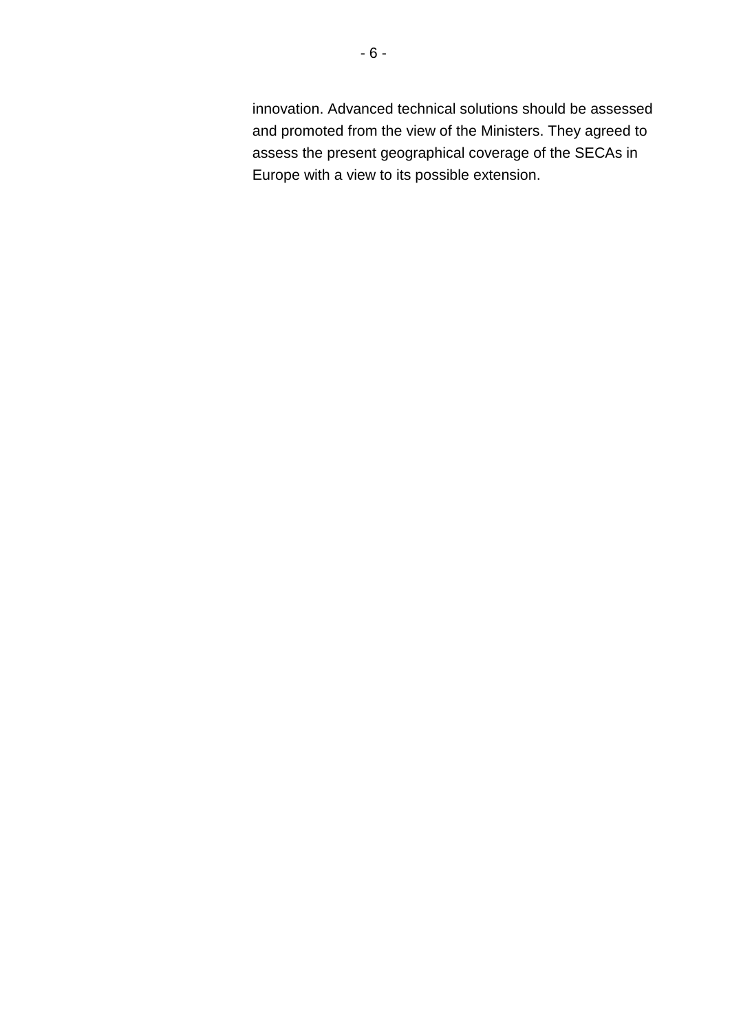innovation. Advanced technical solutions should be assessed and promoted from the view of the Ministers. They agreed to assess the present geographical coverage of the SECAs in Europe with a view to its possible extension.